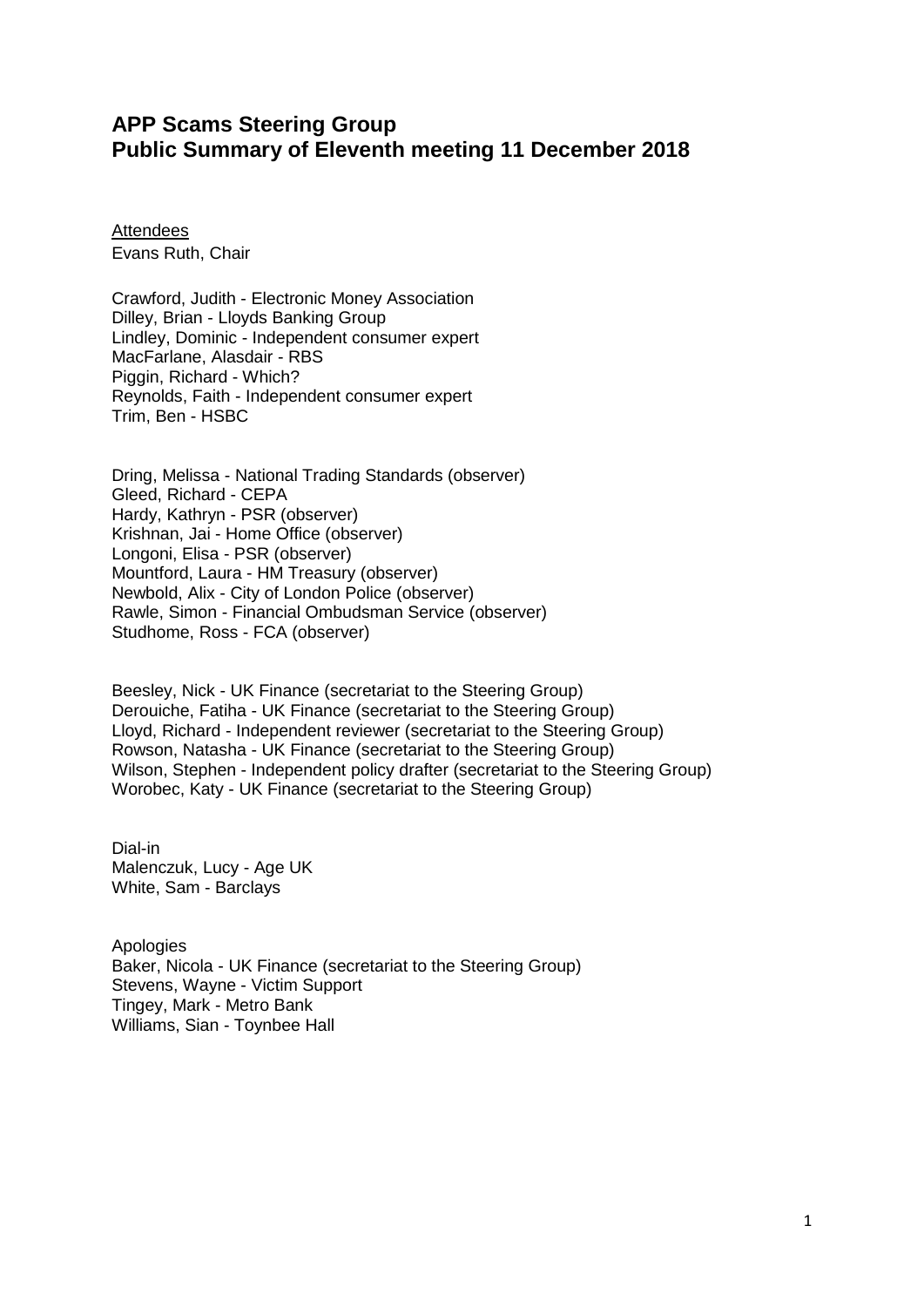# APP Scams Steering Group
# Public Summary of Eleventh meeting 11 December 2018

Attendees

Evans Ruth, Chair

Crawford, Judith - Electronic Money Association
Dilley, Brian - Lloyds Banking Group
Lindley, Dominic - Independent consumer expert
MacFarlane, Alasdair - RBS
Piggin, Richard - Which?
Reynolds, Faith - Independent consumer expert
Trim, Ben - HSBC

Dring, Melissa - National Trading Standards (observer)
Gleed, Richard - CEPA
Hardy, Kathryn - PSR (observer)
Krishnan, Jai - Home Office (observer)
Longoni, Elisa - PSR (observer)
Mountford, Laura - HM Treasury (observer)
Newbold, Alix - City of London Police (observer)
Rawle, Simon - Financial Ombudsman Service (observer)
Studhome, Ross - FCA (observer)

Beesley, Nick - UK Finance (secretariat to the Steering Group)
Derouiche, Fatiha - UK Finance (secretariat to the Steering Group)
Lloyd, Richard - Independent reviewer (secretariat to the Steering Group)
Rowson, Natasha - UK Finance (secretariat to the Steering Group)
Wilson, Stephen - Independent policy drafter (secretariat to the Steering Group)
Worobec, Katy - UK Finance (secretariat to the Steering Group)

Dial-in
Malenczuk, Lucy - Age UK
White, Sam - Barclays

Apologies
Baker, Nicola - UK Finance (secretariat to the Steering Group)
Stevens, Wayne - Victim Support
Tingey, Mark - Metro Bank
Williams, Sian - Toynbee Hall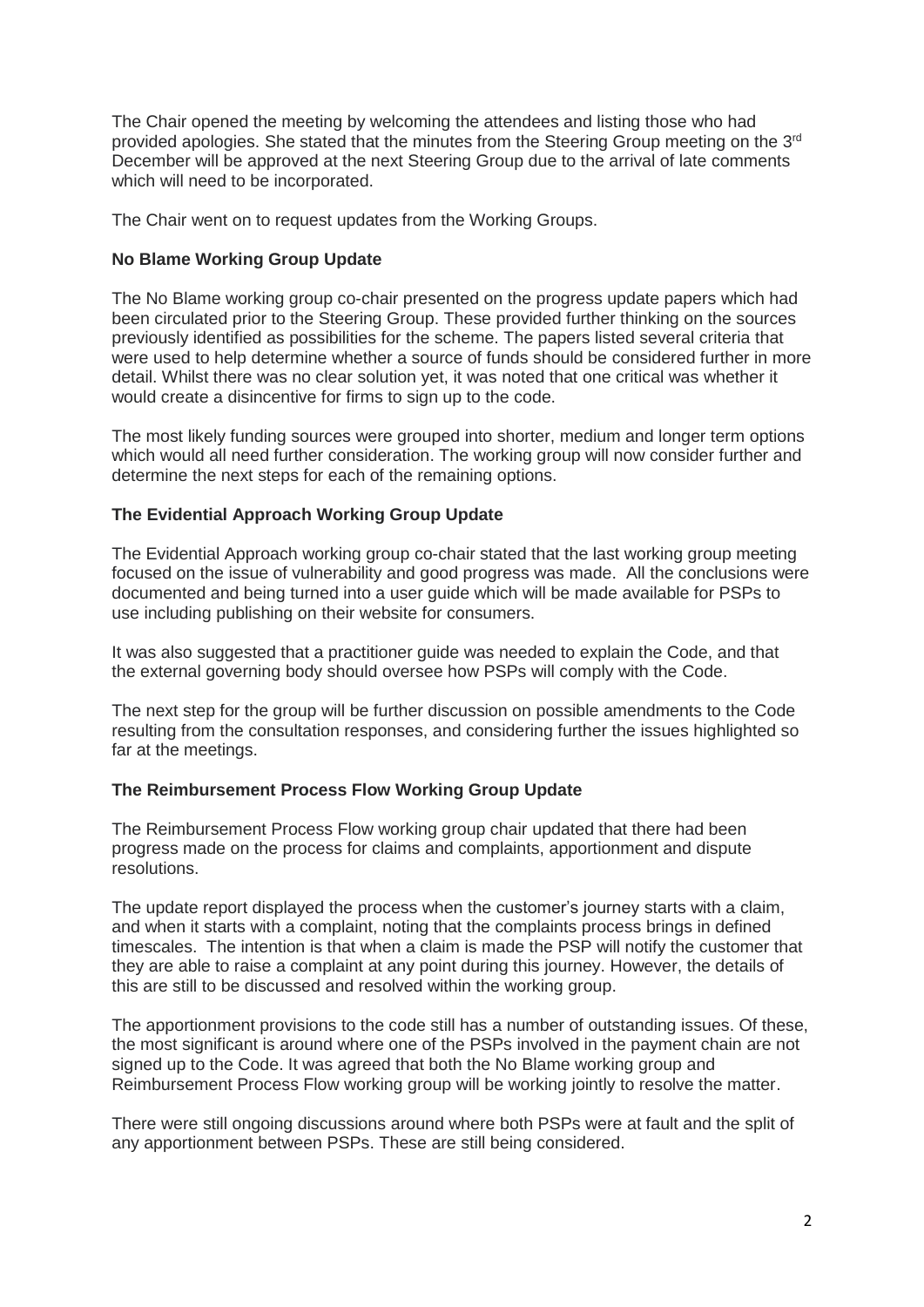The Chair opened the meeting by welcoming the attendees and listing those who had provided apologies. She stated that the minutes from the Steering Group meeting on the 3rd December will be approved at the next Steering Group due to the arrival of late comments which will need to be incorporated.

The Chair went on to request updates from the Working Groups.

**No Blame Working Group Update**

The No Blame working group co-chair presented on the progress update papers which had been circulated prior to the Steering Group. These provided further thinking on the sources previously identified as possibilities for the scheme. The papers listed several criteria that were used to help determine whether a source of funds should be considered further in more detail. Whilst there was no clear solution yet, it was noted that one critical was whether it would create a disincentive for firms to sign up to the code.

The most likely funding sources were grouped into shorter, medium and longer term options which would all need further consideration. The working group will now consider further and determine the next steps for each of the remaining options.

**The Evidential Approach Working Group Update**

The Evidential Approach working group co-chair stated that the last working group meeting focused on the issue of vulnerability and good progress was made. All the conclusions were documented and being turned into a user guide which will be made available for PSPs to use including publishing on their website for consumers.

It was also suggested that a practitioner guide was needed to explain the Code, and that the external governing body should oversee how PSPs will comply with the Code.

The next step for the group will be further discussion on possible amendments to the Code resulting from the consultation responses, and considering further the issues highlighted so far at the meetings.

**The Reimbursement Process Flow Working Group Update**

The Reimbursement Process Flow working group chair updated that there had been progress made on the process for claims and complaints, apportionment and dispute resolutions.

The update report displayed the process when the customer's journey starts with a claim, and when it starts with a complaint, noting that the complaints process brings in defined timescales. The intention is that when a claim is made the PSP will notify the customer that they are able to raise a complaint at any point during this journey. However, the details of this are still to be discussed and resolved within the working group.

The apportionment provisions to the code still has a number of outstanding issues. Of these, the most significant is around where one of the PSPs involved in the payment chain are not signed up to the Code. It was agreed that both the No Blame working group and Reimbursement Process Flow working group will be working jointly to resolve the matter.

There were still ongoing discussions around where both PSPs were at fault and the split of any apportionment between PSPs. These are still being considered.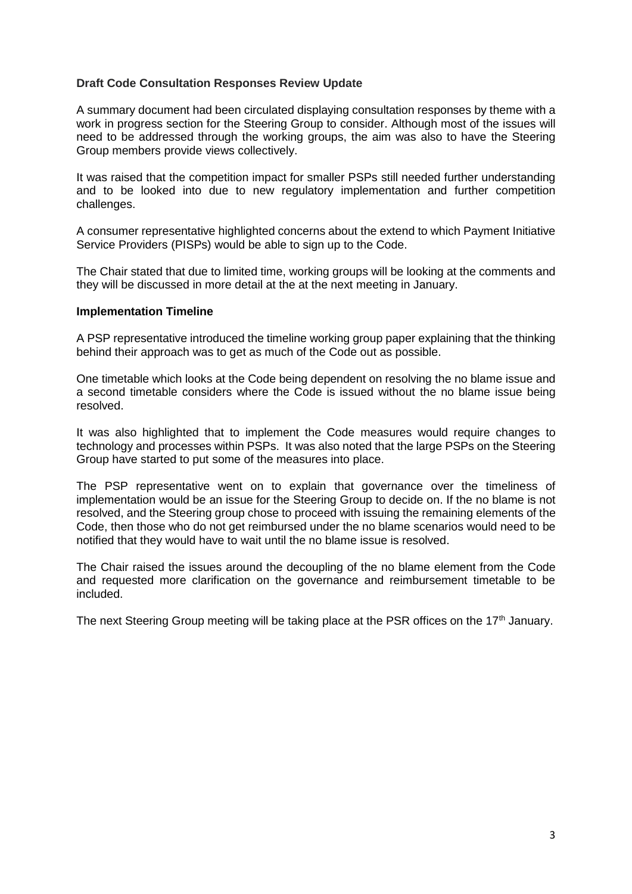**Draft Code Consultation Responses Review Update**

A summary document had been circulated displaying consultation responses by theme with a work in progress section for the Steering Group to consider. Although most of the issues will need to be addressed through the working groups, the aim was also to have the Steering Group members provide views collectively.

It was raised that the competition impact for smaller PSPs still needed further understanding and to be looked into due to new regulatory implementation and further competition challenges.

A consumer representative highlighted concerns about the extend to which Payment Initiative Service Providers (PISPs) would be able to sign up to the Code.

The Chair stated that due to limited time, working groups will be looking at the comments and they will be discussed in more detail at the at the next meeting in January.

**Implementation Timeline**

A PSP representative introduced the timeline working group paper explaining that the thinking behind their approach was to get as much of the Code out as possible.

One timetable which looks at the Code being dependent on resolving the no blame issue and a second timetable considers where the Code is issued without the no blame issue being resolved.

It was also highlighted that to implement the Code measures would require changes to technology and processes within PSPs. It was also noted that the large PSPs on the Steering Group have started to put some of the measures into place.

The PSP representative went on to explain that governance over the timeliness of implementation would be an issue for the Steering Group to decide on. If the no blame is not resolved, and the Steering group chose to proceed with issuing the remaining elements of the Code, then those who do not get reimbursed under the no blame scenarios would need to be notified that they would have to wait until the no blame issue is resolved.

The Chair raised the issues around the decoupling of the no blame element from the Code and requested more clarification on the governance and reimbursement timetable to be included.

The next Steering Group meeting will be taking place at the PSR offices on the 17th January.